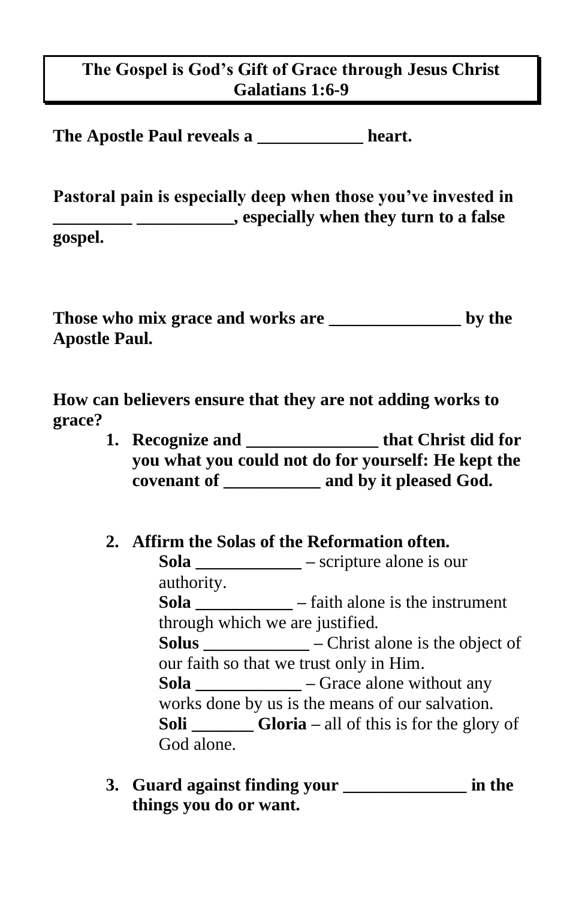**The Gospel is God's Gift of Grace through Jesus Christ**
**Galatians 1:6-9**

**The Apostle Paul reveals a ____________ heart.**

**Pastoral pain is especially deep when those you've invested in _________ ___________, especially when they turn to a false gospel.**

**Those who mix grace and works are _______________ by the Apostle Paul.**

**How can believers ensure that they are not adding works to grace?**

1. **Recognize and _______________ that Christ did for you what you could not do for yourself: He kept the covenant of ___________ and by it pleased God.**

2. **Affirm the Solas of the Reformation often.**
   **Sola ____________** – scripture alone is our authority.
   **Sola ___________** – faith alone is the instrument through which we are justified.
   **Solus ____________** – Christ alone is the object of our faith so that we trust only in Him.
   **Sola ____________** – Grace alone without any works done by us is the means of our salvation.
   **Soli _______ Gloria** – all of this is for the glory of God alone.

3. **Guard against finding your ______________ in the things you do or want.**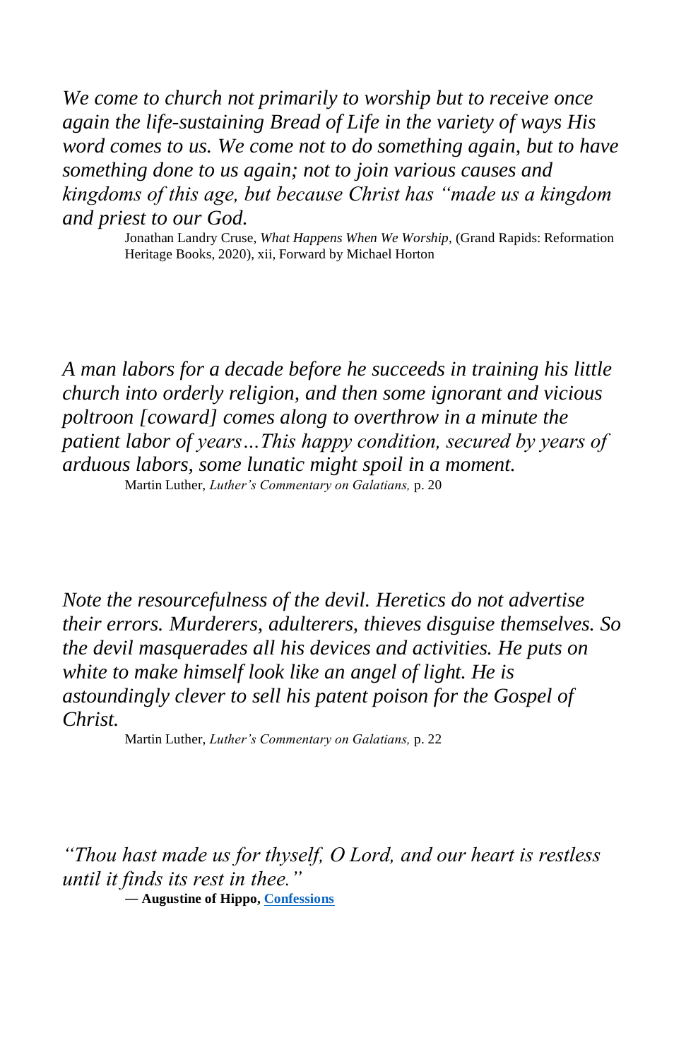*We come to church not primarily to worship but to receive once again the life-sustaining Bread of Life in the variety of ways His word comes to us. We come not to do something again, but to have something done to us again; not to join various causes and kingdoms of this age, but because Christ has "made us a kingdom and priest to our God.*

Jonathan Landry Cruse, *What Happens When We Worship*, (Grand Rapids: Reformation Heritage Books, 2020), xii, Forward by Michael Horton

*A man labors for a decade before he succeeds in training his little church into orderly religion, and then some ignorant and vicious poltroon [coward] comes along to overthrow in a minute the patient labor of years…This happy condition, secured by years of arduous labors, some lunatic might spoil in a moment.*

Martin Luther, *Luther's Commentary on Galatians,* p. 20

*Note the resourcefulness of the devil. Heretics do not advertise their errors. Murderers, adulterers, thieves disguise themselves. So the devil masquerades all his devices and activities. He puts on white to make himself look like an angel of light. He is astoundingly clever to sell his patent poison for the Gospel of Christ.*

Martin Luther, *Luther's Commentary on Galatians,* p. 22

*"Thou hast made us for thyself, O Lord, and our heart is restless until it finds its rest in thee."*

**― Augustine of Hippo, Confessions**